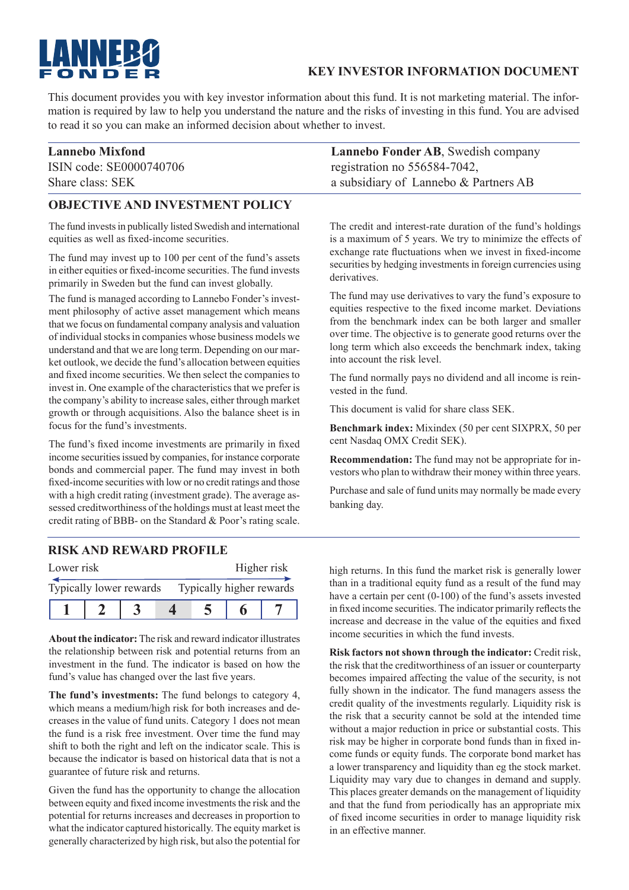LANNEBO FONDER

# KEY INVESTOR INFORMATION DOCUMENT

This document provides you with key investor information about this fund. It is not marketing material. The information is required by law to help you understand the nature and the risks of investing in this fund. You are advised to read it so you can make an informed decision about whether to invest.

**Lannebo Mixfond**
ISIN code: SE0000740706
Share class: SEK

**Lannebo Fonder AB**, Swedish company registration no 556584-7042, a subsidiary of Lannebo & Partners AB

## OBJECTIVE AND INVESTMENT POLICY

The fund invests in publically listed Swedish and international equities as well as fixed-income securities.

The fund may invest up to 100 per cent of the fund's assets in either equities or fixed-income securities. The fund invests primarily in Sweden but the fund can invest globally.

The fund is managed according to Lannebo Fonder's investment philosophy of active asset management which means that we focus on fundamental company analysis and valuation of individual stocks in companies whose business models we understand and that we are long term. Depending on our market outlook, we decide the fund's allocation between equities and fixed income securities. We then select the companies to invest in. One example of the characteristics that we prefer is the company's ability to increase sales, either through market growth or through acquisitions. Also the balance sheet is in focus for the fund's investments.

The fund's fixed income investments are primarily in fixed income securities issued by companies, for instance corporate bonds and commercial paper. The fund may invest in both fixed-income securities with low or no credit ratings and those with a high credit rating (investment grade). The average assessed creditworthiness of the holdings must at least meet the credit rating of BBB- on the Standard & Poor's rating scale.

The credit and interest-rate duration of the fund's holdings is a maximum of 5 years. We try to minimize the effects of exchange rate fluctuations when we invest in fixed-income securities by hedging investments in foreign currencies using derivatives.

The fund may use derivatives to vary the fund's exposure to equities respective to the fixed income market. Deviations from the benchmark index can be both larger and smaller over time. The objective is to generate good returns over the long term which also exceeds the benchmark index, taking into account the risk level.

The fund normally pays no dividend and all income is reinvested in the fund.

This document is valid for share class SEK.

**Benchmark index:** Mixindex (50 per cent SIXPRX, 50 per cent Nasdaq OMX Credit SEK).

**Recommendation:** The fund may not be appropriate for investors who plan to withdraw their money within three years.

Purchase and sale of fund units may normally be made every banking day.

## RISK AND REWARD PROFILE

| Lower risk | | | | | | Higher risk |
|---|---|---|---|---|---|---|
| Typically lower rewards | | | | | | Typically higher rewards |
| 1 | 2 | 3 | **4** | 5 | 6 | 7 |

**About the indicator:** The risk and reward indicator illustrates the relationship between risk and potential returns from an investment in the fund. The indicator is based on how the fund's value has changed over the last five years.

**The fund's investments:** The fund belongs to category 4, which means a medium/high risk for both increases and decreases in the value of fund units. Category 1 does not mean the fund is a risk free investment. Over time the fund may shift to both the right and left on the indicator scale. This is because the indicator is based on historical data that is not a guarantee of future risk and returns.

Given the fund has the opportunity to change the allocation between equity and fixed income investments the risk and the potential for returns increases and decreases in proportion to what the indicator captured historically. The equity market is generally characterized by high risk, but also the potential for high returns. In this fund the market risk is generally lower than in a traditional equity fund as a result of the fund may have a certain per cent (0-100) of the fund's assets invested in fixed income securities. The indicator primarily reflects the increase and decrease in the value of the equities and fixed income securities in which the fund invests.

**Risk factors not shown through the indicator:** Credit risk, the risk that the creditworthiness of an issuer or counterparty becomes impaired affecting the value of the security, is not fully shown in the indicator. The fund managers assess the credit quality of the investments regularly. Liquidity risk is the risk that a security cannot be sold at the intended time without a major reduction in price or substantial costs. This risk may be higher in corporate bond funds than in fixed income funds or equity funds. The corporate bond market has a lower transparency and liquidity than eg the stock market. Liquidity may vary due to changes in demand and supply. This places greater demands on the management of liquidity and that the fund from periodically has an appropriate mix of fixed income securities in order to manage liquidity risk in an effective manner.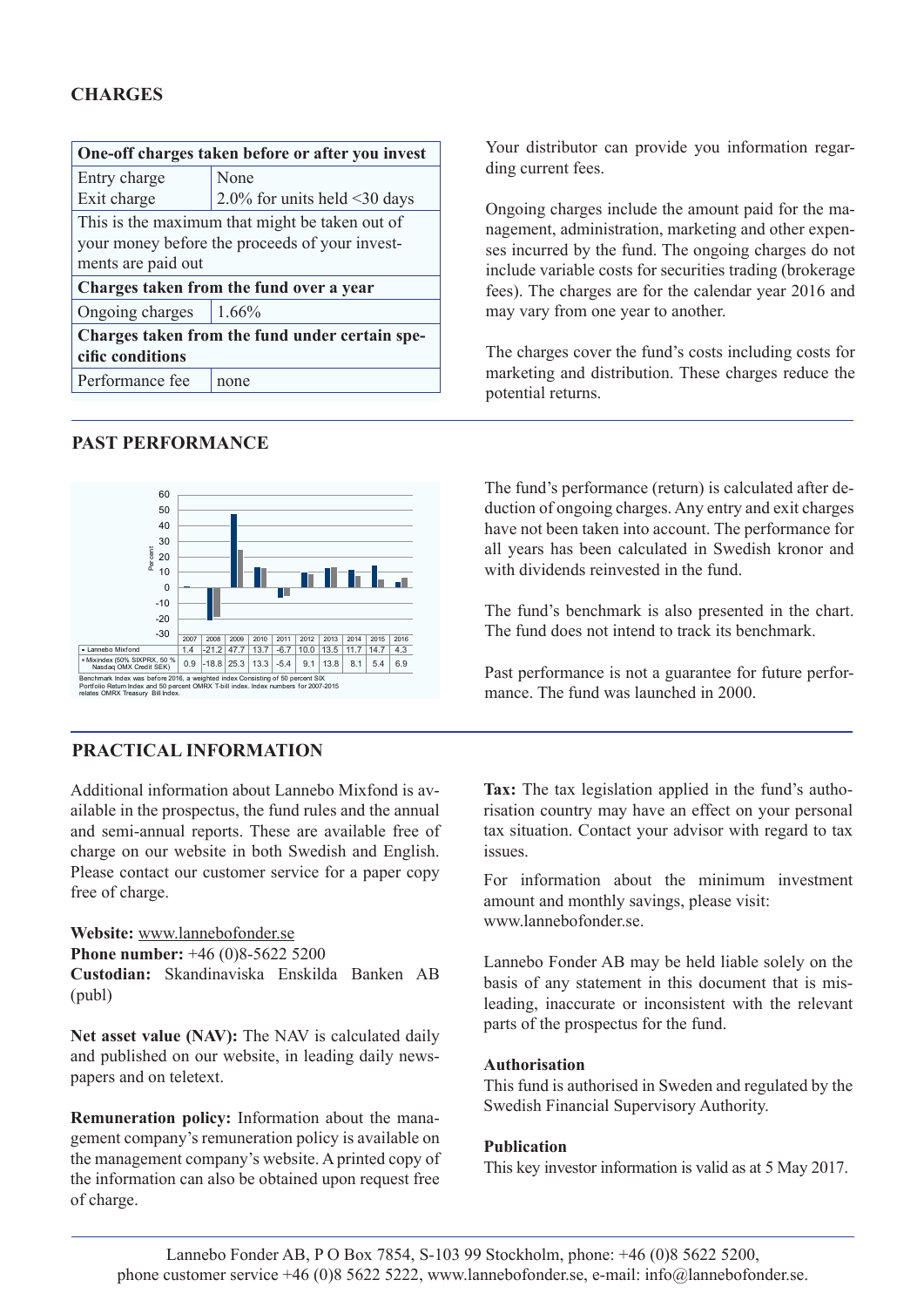## CHARGES

| One-off charges taken before or after you invest | |
|---|---|
| Entry charge | None |
| Exit charge | 2.0% for units held <30 days |
| This is the maximum that might be taken out of your money before the proceeds of your investments are paid out | |
| **Charges taken from the fund over a year** | |
| Ongoing charges | 1.66% |
| **Charges taken from the fund under certain specific conditions** | |
| Performance fee | none |

Your distributor can provide you information regarding current fees.

Ongoing charges include the amount paid for the management, administration, marketing and other expenses incurred by the fund. The ongoing charges do not include variable costs for securities trading (brokerage fees). The charges are for the calendar year 2016 and may vary from one year to another.

The charges cover the fund's costs including costs for marketing and distribution. These charges reduce the potential returns.

## PAST PERFORMANCE

60
50
40
30
20
10
0
-10
-20
-30

Per cent

2007 2008 2009 2010 2011 2012 2013 2014 2015 2016

Lannebo Mixfond 1.4 -21.2 47.7 13.7 -6.7 10.0 13.5 11.7 14.7 4.3

Mixindex (50% SIXPRX, 50 % Nasdaq OMX Credit SEK) 0.9 -18.8 25.3 13.3 -5.4 9.1 13.8 8.1 5.4 6.9

Benchmark Index was before 2016, a weighted index Consisting of 50 percent SIX Portfolio Return Index and 50 percent OMRX T-bill index. Index numbers for 2007-2015 relates OMRX Treasury Bill Index.

The fund's performance (return) is calculated after deduction of ongoing charges. Any entry and exit charges have not been taken into account. The performance for all years has been calculated in Swedish kronor and with dividends reinvested in the fund.

The fund's benchmark is also presented in the chart. The fund does not intend to track its benchmark.

Past performance is not a guarantee for future performance. The fund was launched in 2000.

## PRACTICAL INFORMATION

Additional information about Lannebo Mixfond is available in the prospectus, the fund rules and the annual and semi-annual reports. These are available free of charge on our website in both Swedish and English. Please contact our customer service for a paper copy free of charge.

**Website:** www.lannebofonder.se
**Phone number:** +46 (0)8-5622 5200
**Custodian:** Skandinaviska Enskilda Banken AB (publ)

**Net asset value (NAV):** The NAV is calculated daily and published on our website, in leading daily newspapers and on teletext.

**Remuneration policy:** Information about the management company's remuneration policy is available on the management company's website. A printed copy of the information can also be obtained upon request free of charge.

**Tax:** The tax legislation applied in the fund's authorisation country may have an effect on your personal tax situation. Contact your advisor with regard to tax issues.

For information about the minimum investment amount and monthly savings, please visit: www.lannebofonder.se.

Lannebo Fonder AB may be held liable solely on the basis of any statement in this document that is misleading, inaccurate or inconsistent with the relevant parts of the prospectus for the fund.

**Authorisation**
This fund is authorised in Sweden and regulated by the Swedish Financial Supervisory Authority.

**Publication**
This key investor information is valid as at 5 May 2017.

Lannebo Fonder AB, P O Box 7854, S-103 99 Stockholm, phone: +46 (0)8 5622 5200, phone customer service +46 (0)8 5622 5222, www.lannebofonder.se, e-mail: info@lannebofonder.se.